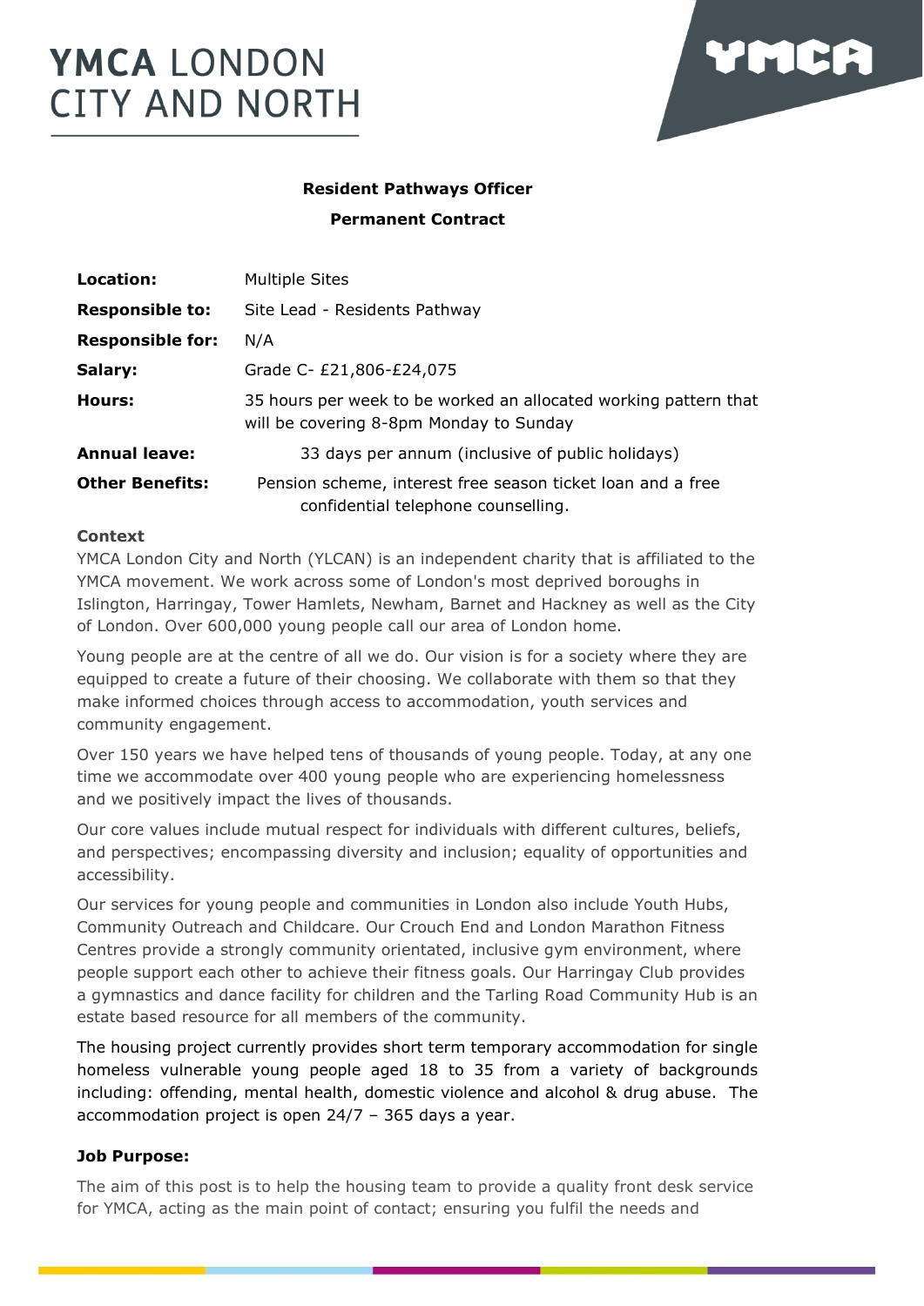# YMCA LONDON CITY AND NORTH

**Resident Pathways Officer**

**Permanent Contract**

| | |
|---|---|
| **Location:** | Multiple Sites |
| **Responsible to:** | Site Lead - Residents Pathway |
| **Responsible for:** | N/A |
| **Salary:** | Grade C- £21,806-£24,075 |
| **Hours:** | 35 hours per week to be worked an allocated working pattern that will be covering 8-8pm Monday to Sunday |
| **Annual leave:** | 33 days per annum (inclusive of public holidays) |
| **Other Benefits:** | Pension scheme, interest free season ticket loan and a free confidential telephone counselling. |

**Context**

YMCA London City and North (YLCAN) is an independent charity that is affiliated to the YMCA movement. We work across some of London's most deprived boroughs in Islington, Harringay, Tower Hamlets, Newham, Barnet and Hackney as well as the City of London. Over 600,000 young people call our area of London home.

Young people are at the centre of all we do. Our vision is for a society where they are equipped to create a future of their choosing. We collaborate with them so that they make informed choices through access to accommodation, youth services and community engagement.

Over 150 years we have helped tens of thousands of young people. Today, at any one time we accommodate over 400 young people who are experiencing homelessness and we positively impact the lives of thousands.

Our core values include mutual respect for individuals with different cultures, beliefs, and perspectives; encompassing diversity and inclusion; equality of opportunities and accessibility.

Our services for young people and communities in London also include Youth Hubs, Community Outreach and Childcare. Our Crouch End and London Marathon Fitness Centres provide a strongly community orientated, inclusive gym environment, where people support each other to achieve their fitness goals. Our Harringay Club provides a gymnastics and dance facility for children and the Tarling Road Community Hub is an estate based resource for all members of the community.

The housing project currently provides short term temporary accommodation for single homeless vulnerable young people aged 18 to 35 from a variety of backgrounds including: offending, mental health, domestic violence and alcohol & drug abuse. The accommodation project is open 24/7 – 365 days a year.

**Job Purpose:**

The aim of this post is to help the housing team to provide a quality front desk service for YMCA, acting as the main point of contact; ensuring you fulfil the needs and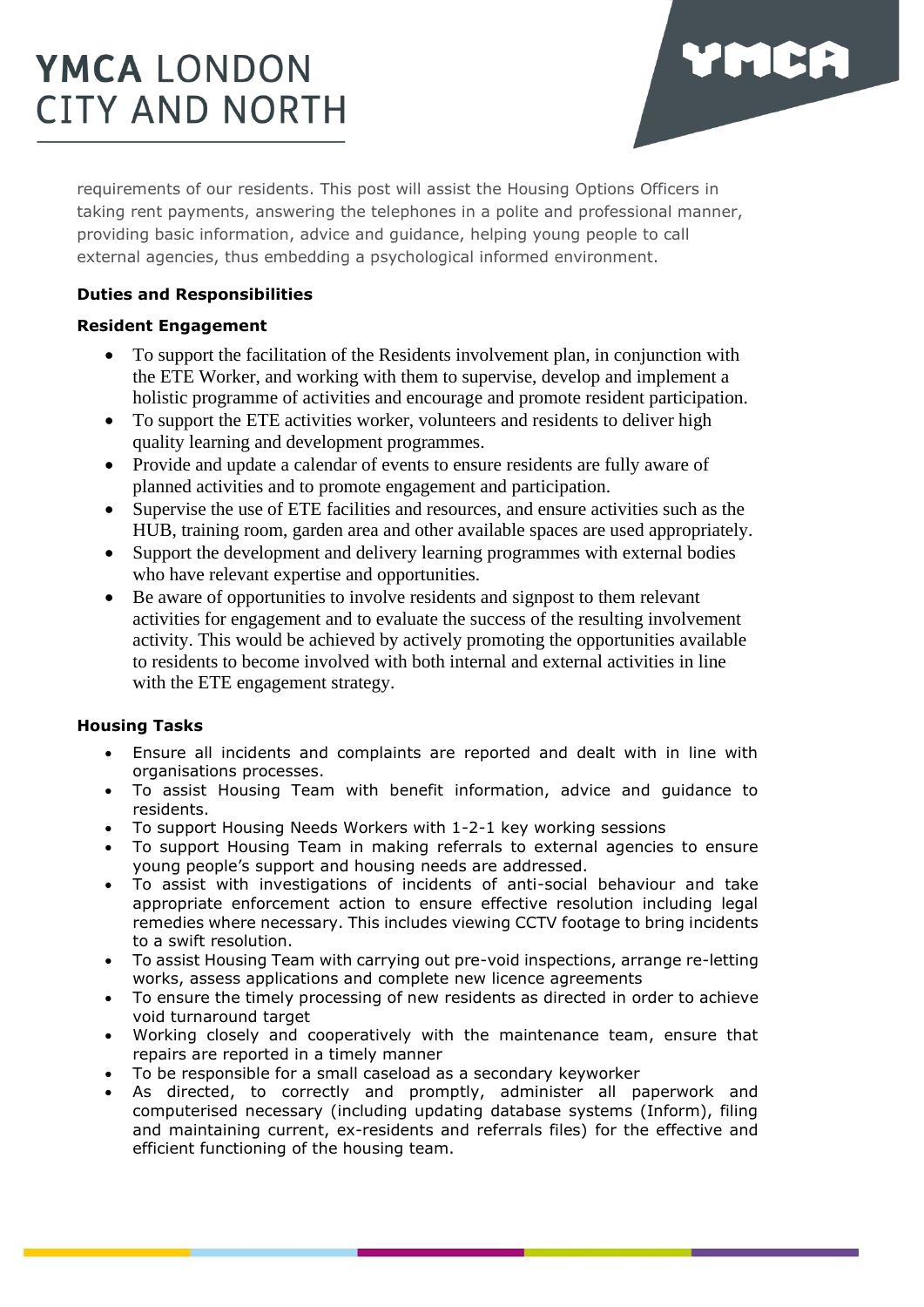requirements of our residents. This post will assist the Housing Options Officers in taking rent payments, answering the telephones in a polite and professional manner, providing basic information, advice and guidance, helping young people to call external agencies, thus embedding a psychological informed environment.

**Duties and Responsibilities**

**Resident Engagement**

- To support the facilitation of the Residents involvement plan, in conjunction with the ETE Worker, and working with them to supervise, develop and implement a holistic programme of activities and encourage and promote resident participation.
- To support the ETE activities worker, volunteers and residents to deliver high quality learning and development programmes.
- Provide and update a calendar of events to ensure residents are fully aware of planned activities and to promote engagement and participation.
- Supervise the use of ETE facilities and resources, and ensure activities such as the HUB, training room, garden area and other available spaces are used appropriately.
- Support the development and delivery learning programmes with external bodies who have relevant expertise and opportunities.
- Be aware of opportunities to involve residents and signpost to them relevant activities for engagement and to evaluate the success of the resulting involvement activity. This would be achieved by actively promoting the opportunities available to residents to become involved with both internal and external activities in line with the ETE engagement strategy.

**Housing Tasks**

- Ensure all incidents and complaints are reported and dealt with in line with organisations processes.
- To assist Housing Team with benefit information, advice and guidance to residents.
- To support Housing Needs Workers with 1-2-1 key working sessions
- To support Housing Team in making referrals to external agencies to ensure young people's support and housing needs are addressed.
- To assist with investigations of incidents of anti-social behaviour and take appropriate enforcement action to ensure effective resolution including legal remedies where necessary. This includes viewing CCTV footage to bring incidents to a swift resolution.
- To assist Housing Team with carrying out pre-void inspections, arrange re-letting works, assess applications and complete new licence agreements
- To ensure the timely processing of new residents as directed in order to achieve void turnaround target
- Working closely and cooperatively with the maintenance team, ensure that repairs are reported in a timely manner
- To be responsible for a small caseload as a secondary keyworker
- As directed, to correctly and promptly, administer all paperwork and computerised necessary (including updating database systems (Inform), filing and maintaining current, ex-residents and referrals files) for the effective and efficient functioning of the housing team.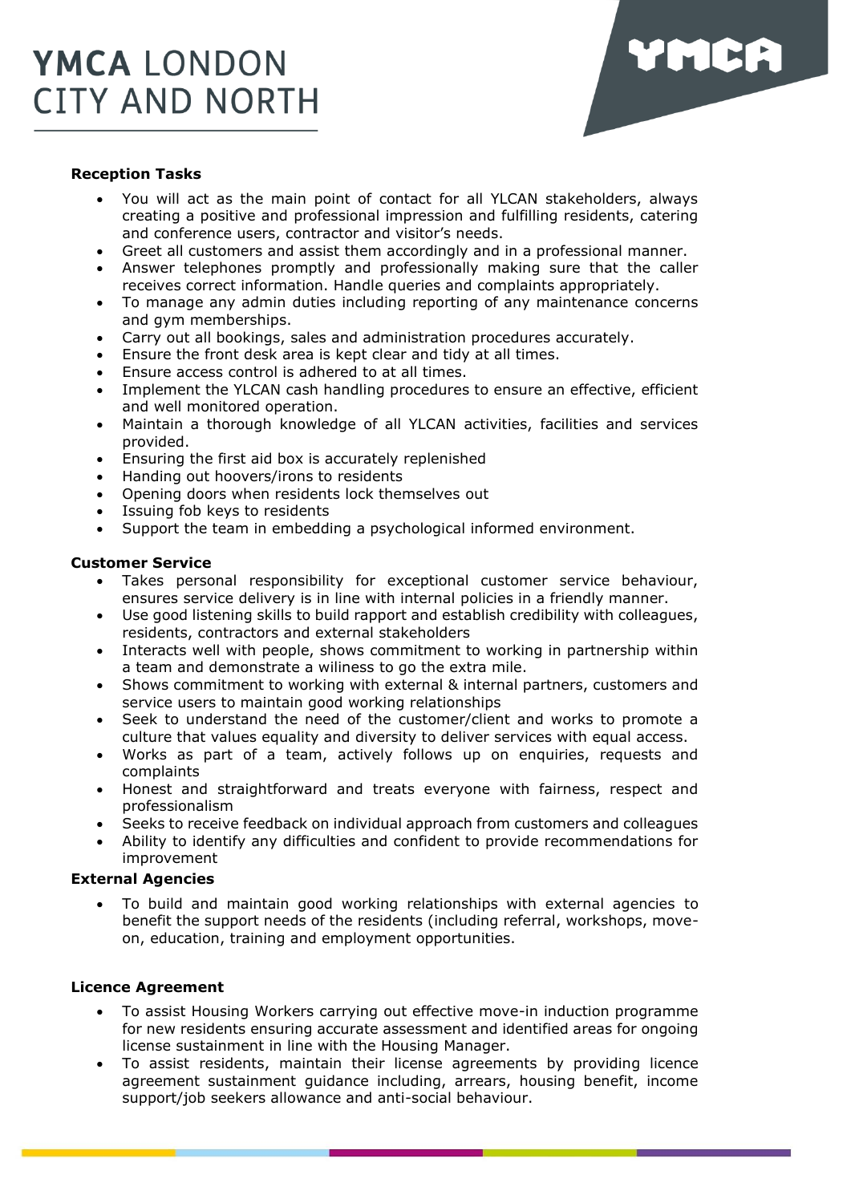**Reception Tasks**

- You will act as the main point of contact for all YLCAN stakeholders, always creating a positive and professional impression and fulfilling residents, catering and conference users, contractor and visitor's needs.
- Greet all customers and assist them accordingly and in a professional manner.
- Answer telephones promptly and professionally making sure that the caller receives correct information. Handle queries and complaints appropriately.
- To manage any admin duties including reporting of any maintenance concerns and gym memberships.
- Carry out all bookings, sales and administration procedures accurately.
- Ensure the front desk area is kept clear and tidy at all times.
- Ensure access control is adhered to at all times.
- Implement the YLCAN cash handling procedures to ensure an effective, efficient and well monitored operation.
- Maintain a thorough knowledge of all YLCAN activities, facilities and services provided.
- Ensuring the first aid box is accurately replenished
- Handing out hoovers/irons to residents
- Opening doors when residents lock themselves out
- Issuing fob keys to residents
- Support the team in embedding a psychological informed environment.

**Customer Service**

- Takes personal responsibility for exceptional customer service behaviour, ensures service delivery is in line with internal policies in a friendly manner.
- Use good listening skills to build rapport and establish credibility with colleagues, residents, contractors and external stakeholders
- Interacts well with people, shows commitment to working in partnership within a team and demonstrate a wiliness to go the extra mile.
- Shows commitment to working with external & internal partners, customers and service users to maintain good working relationships
- Seek to understand the need of the customer/client and works to promote a culture that values equality and diversity to deliver services with equal access.
- Works as part of a team, actively follows up on enquiries, requests and complaints
- Honest and straightforward and treats everyone with fairness, respect and professionalism
- Seeks to receive feedback on individual approach from customers and colleagues
- Ability to identify any difficulties and confident to provide recommendations for improvement

**External Agencies**

- To build and maintain good working relationships with external agencies to benefit the support needs of the residents (including referral, workshops, move-on, education, training and employment opportunities.

**Licence Agreement**

- To assist Housing Workers carrying out effective move-in induction programme for new residents ensuring accurate assessment and identified areas for ongoing license sustainment in line with the Housing Manager.
- To assist residents, maintain their license agreements by providing licence agreement sustainment guidance including, arrears, housing benefit, income support/job seekers allowance and anti-social behaviour.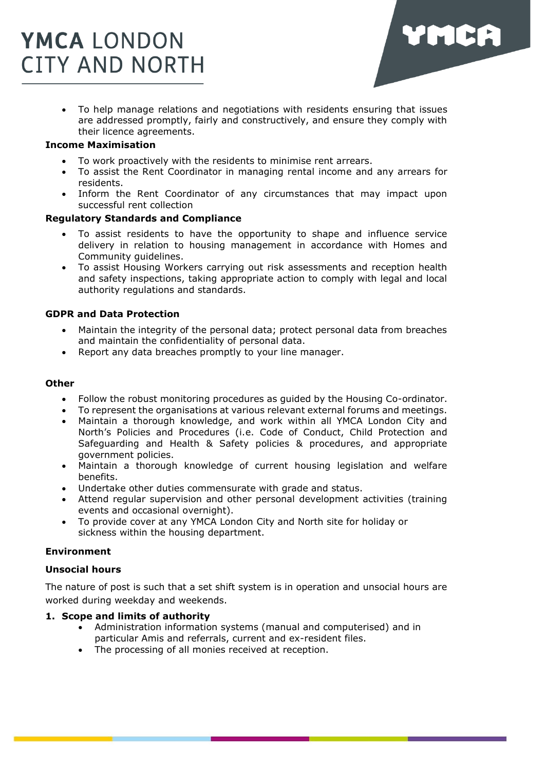- To help manage relations and negotiations with residents ensuring that issues are addressed promptly, fairly and constructively, and ensure they comply with their licence agreements.

**Income Maximisation**

- To work proactively with the residents to minimise rent arrears.
- To assist the Rent Coordinator in managing rental income and any arrears for residents.
- Inform the Rent Coordinator of any circumstances that may impact upon successful rent collection

**Regulatory Standards and Compliance**

- To assist residents to have the opportunity to shape and influence service delivery in relation to housing management in accordance with Homes and Community guidelines.
- To assist Housing Workers carrying out risk assessments and reception health and safety inspections, taking appropriate action to comply with legal and local authority regulations and standards.

**GDPR and Data Protection**

- Maintain the integrity of the personal data; protect personal data from breaches and maintain the confidentiality of personal data.
- Report any data breaches promptly to your line manager.

**Other**

- Follow the robust monitoring procedures as guided by the Housing Co-ordinator.
- To represent the organisations at various relevant external forums and meetings.
- Maintain a thorough knowledge, and work within all YMCA London City and North's Policies and Procedures (i.e. Code of Conduct, Child Protection and Safeguarding and Health & Safety policies & procedures, and appropriate government policies.
- Maintain a thorough knowledge of current housing legislation and welfare benefits.
- Undertake other duties commensurate with grade and status.
- Attend regular supervision and other personal development activities (training events and occasional overnight).
- To provide cover at any YMCA London City and North site for holiday or sickness within the housing department.

**Environment**

**Unsocial hours**

The nature of post is such that a set shift system is in operation and unsocial hours are worked during weekday and weekends.

1. **Scope and limits of authority**
    - Administration information systems (manual and computerised) and in particular Amis and referrals, current and ex-resident files.
    - The processing of all monies received at reception.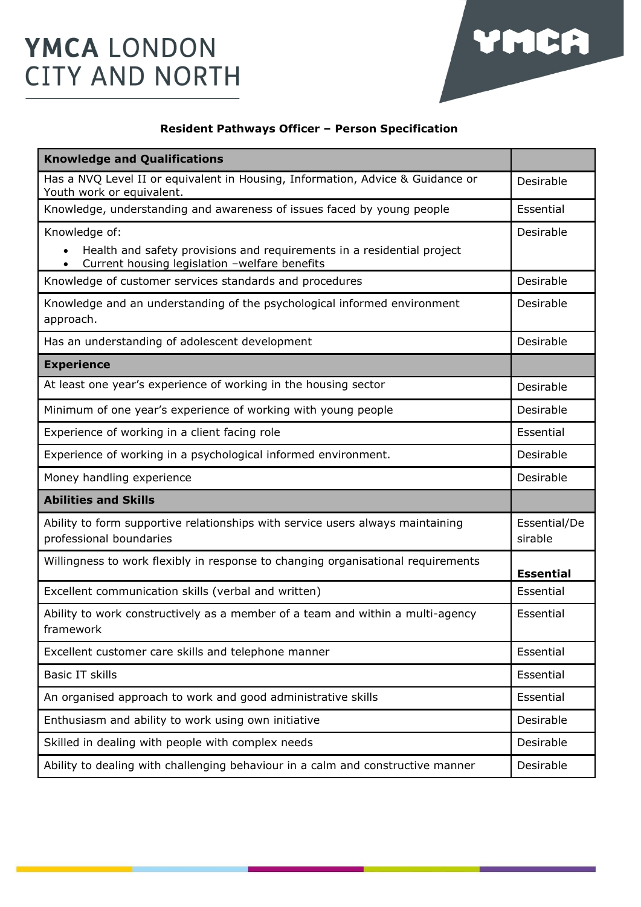YMCA LONDON CITY AND NORTH

**Resident Pathways Officer – Person Specification**

| | |
|---|---|
| **Knowledge and Qualifications** | |
| Has a NVQ Level II or equivalent in Housing, Information, Advice & Guidance or Youth work or equivalent. | Desirable |
| Knowledge, understanding and awareness of issues faced by young people | Essential |
| Knowledge of:<br>• Health and safety provisions and requirements in a residential project<br>• Current housing legislation –welfare benefits | Desirable |
| Knowledge of customer services standards and procedures | Desirable |
| Knowledge and an understanding of the psychological informed environment approach. | Desirable |
| Has an understanding of adolescent development | Desirable |
| **Experience** | |
| At least one year's experience of working in the housing sector | Desirable |
| Minimum of one year's experience of working with young people | Desirable |
| Experience of working in a client facing role | Essential |
| Experience of working in a psychological informed environment. | Desirable |
| Money handling experience | Desirable |
| **Abilities and Skills** | |
| Ability to form supportive relationships with service users always maintaining professional boundaries | Essential/Desirable |
| Willingness to work flexibly in response to changing organisational requirements | **Essential** |
| Excellent communication skills (verbal and written) | Essential |
| Ability to work constructively as a member of a team and within a multi-agency framework | Essential |
| Excellent customer care skills and telephone manner | Essential |
| Basic IT skills | Essential |
| An organised approach to work and good administrative skills | Essential |
| Enthusiasm and ability to work using own initiative | Desirable |
| Skilled in dealing with people with complex needs | Desirable |
| Ability to dealing with challenging behaviour in a calm and constructive manner | Desirable |